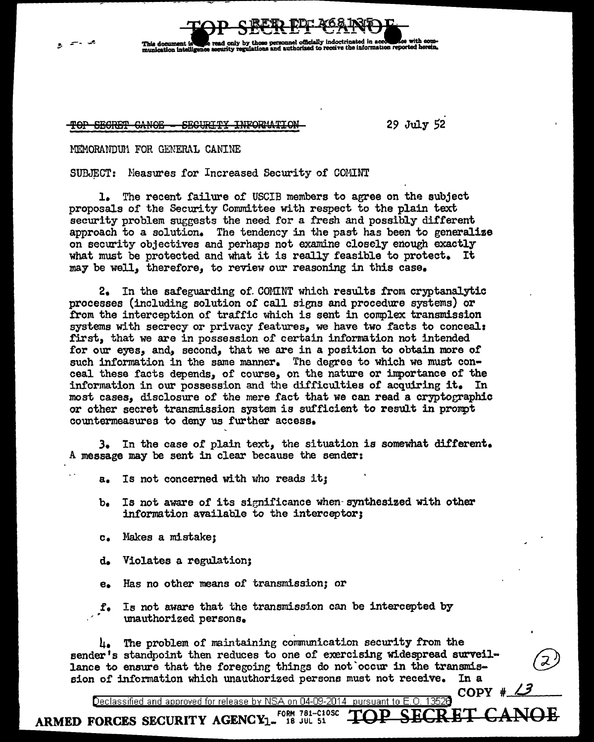TOP SECRET CANOE

This document is to be read only by those personnel officially indoctrinated in accordance with communication intelligence security regulations and authorized to receive the information reported herein.

~~TOP SECRET CANOE - SECURITY INFORMATION~~

29 July 52

MEMORANDUM FOR GENERAL CANINE

SUBJECT: Measures for Increased Security of COMINT

1. The recent failure of USCIB members to agree on the subject proposals of the Security Committee with respect to the plain text security problem suggests the need for a fresh and possibly different approach to a solution. The tendency in the past has been to generalize on security objectives and perhaps not examine closely enough exactly what must be protected and what it is really feasible to protect. It may be well, therefore, to review our reasoning in this case.

2. In the safeguarding of COMINT which results from cryptanalytic processes (including solution of call signs and procedure systems) or from the interception of traffic which is sent in complex transmission systems with secrecy or privacy features, we have two facts to conceal: first, that we are in possession of certain information not intended for our eyes, and, second, that we are in a position to obtain more of such information in the same manner. The degree to which we must conceal these facts depends, of course, on the nature or importance of the information in our possession and the difficulties of acquiring it. In most cases, disclosure of the mere fact that we can read a cryptographic or other secret transmission system is sufficient to result in prompt countermeasures to deny us further access.

3. In the case of plain text, the situation is somewhat different. A message may be sent in clear because the sender:

a. Is not concerned with who reads it;

b. Is not aware of its significance when synthesized with other information available to the interceptor;

c. Makes a mistake;

d. Violates a regulation;

e. Has no other means of transmission; or

f. Is not aware that the transmission can be intercepted by unauthorized persons.

4. The problem of maintaining communication security from the sender's standpoint then reduces to one of exercising widespread surveillance to ensure that the foregoing things do not occur in the transmission of information which unauthorized persons must not receive. In a

COPY # 13

Declassified and approved for release by NSA on 04-09-2014 pursuant to E.O. 13526

ARMED FORCES SECURITY AGENCY FORM 781-C10SC 18 JUL 51 TOP SECRET CANOE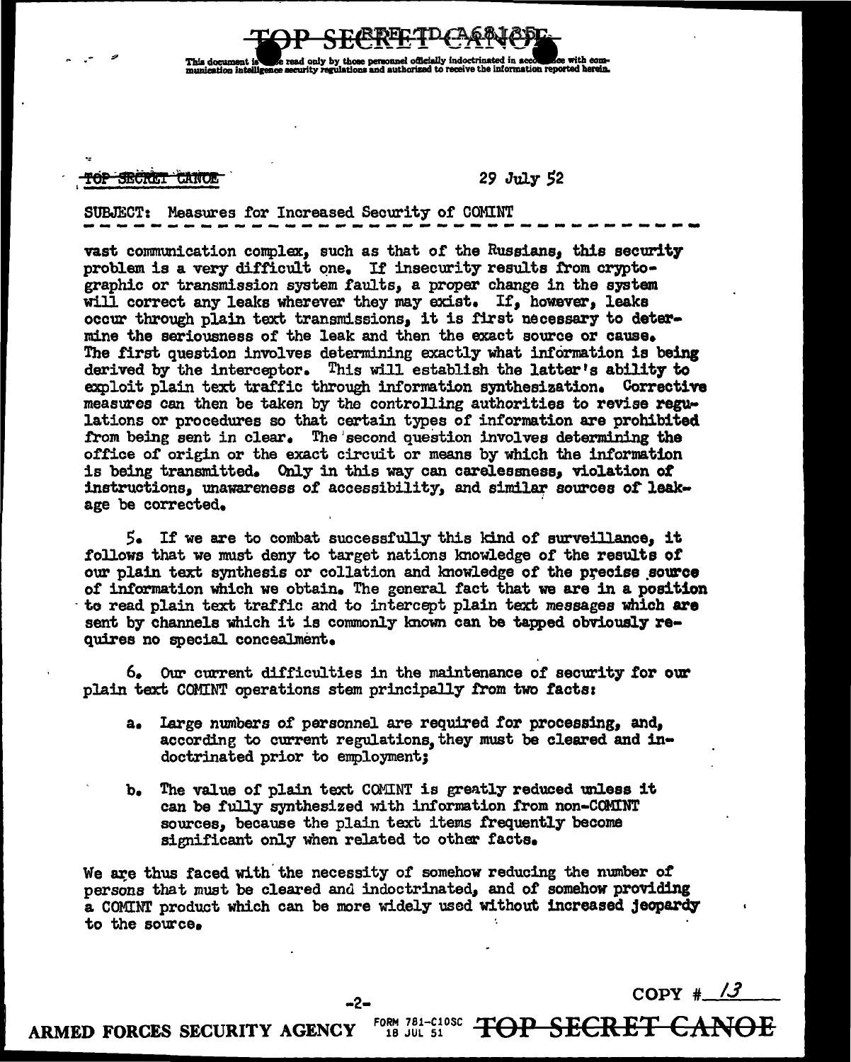TOP SECRET CANOE

29 July 52

SUBJECT: Measures for Increased Security of COMINT

vast communication complex, such as that of the Russians, this security problem is a very difficult one. If insecurity results from cryptographic or transmission system faults, a proper change in the system will correct any leaks wherever they may exist. If, however, leaks occur through plain text transmissions, it is first necessary to determine the seriousness of the leak and then the exact source or cause. The first question involves determining exactly what information is being derived by the interceptor. This will establish the latter's ability to exploit plain text traffic through information synthesization. Corrective measures can then be taken by the controlling authorities to revise regulations or procedures so that certain types of information are prohibited from being sent in clear. The second question involves determining the office of origin or the exact circuit or means by which the information is being transmitted. Only in this way can carelessness, violation of instructions, unawareness of accessibility, and similar sources of leakage be corrected.

5. If we are to combat successfully this kind of surveillance, it follows that we must deny to target nations knowledge of the results of our plain text synthesis or collation and knowledge of the precise source of information which we obtain. The general fact that we are in a position to read plain text traffic and to intercept plain text messages which are sent by channels which it is commonly known can be tapped obviously requires no special concealment.

6. Our current difficulties in the maintenance of security for our plain text COMINT operations stem principally from two facts:

- a. Large numbers of personnel are required for processing, and, according to current regulations, they must be cleared and indoctrinated prior to employment;
- b. The value of plain text COMINT is greatly reduced unless it can be fully synthesized with information from non-COMINT sources, because the plain text items frequently become significant only when related to other facts.

We are thus faced with the necessity of somehow reducing the number of persons that must be cleared and indoctrinated, and of somehow providing a COMINT product which can be more widely used without increased jeopardy to the source.

COPY # 13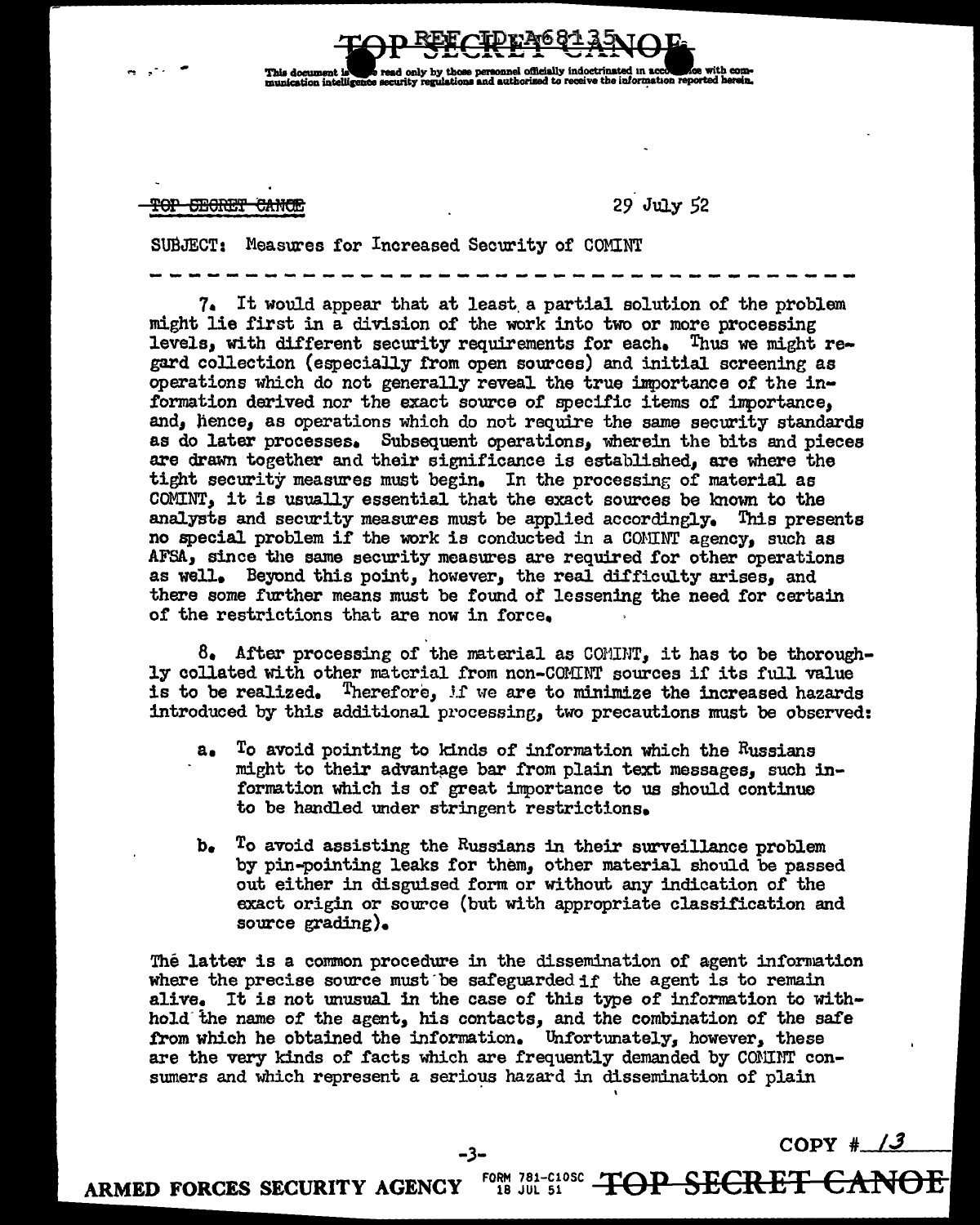TOP SECRET CANOE

29 July 52

SUBJECT: Measures for Increased Security of COMINT

---

7. It would appear that at least a partial solution of the problem might lie first in a division of the work into two or more processing levels, with different security requirements for each. Thus we might regard collection (especially from open sources) and initial screening as operations which do not generally reveal the true importance of the information derived nor the exact source of specific items of importance, and, hence, as operations which do not require the same security standards as do later processes. Subsequent operations, wherein the bits and pieces are drawn together and their significance is established, are where the tight security measures must begin. In the processing of material as COMINT, it is usually essential that the exact sources be known to the analysts and security measures must be applied accordingly. This presents no special problem if the work is conducted in a COMINT agency, such as AFSA, since the same security measures are required for other operations as well. Beyond this point, however, the real difficulty arises, and there some further means must be found of lessening the need for certain of the restrictions that are now in force.

8. After processing of the material as COMINT, it has to be thoroughly collated with other material from non-COMINT sources if its full value is to be realized. Therefore, if we are to minimize the increased hazards introduced by this additional processing, two precautions must be observed:

a. To avoid pointing to kinds of information which the Russians might to their advantage bar from plain text messages, such information which is of great importance to us should continue to be handled under stringent restrictions.

b. To avoid assisting the Russians in their surveillance problem by pin-pointing leaks for them, other material should be passed out either in disguised form or without any indication of the exact origin or source (but with appropriate classification and source grading).

The latter is a common procedure in the dissemination of agent information where the precise source must be safeguarded if the agent is to remain alive. It is not unusual in the case of this type of information to withhold the name of the agent, his contacts, and the combination of the safe from which he obtained the information. Unfortunately, however, these are the very kinds of facts which are frequently demanded by COMINT consumers and which represent a serious hazard in dissemination of plain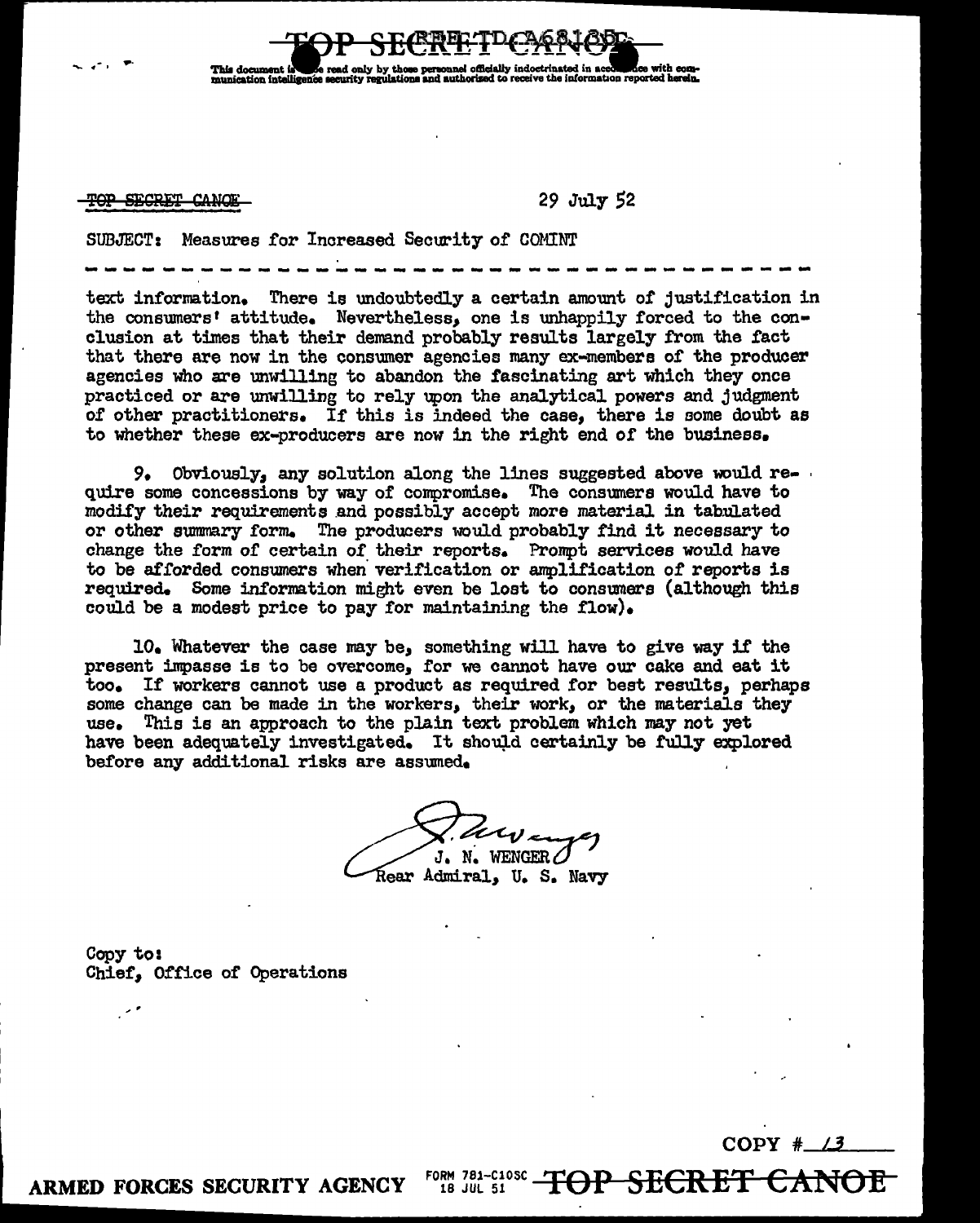TOP SECRET CANOE

This document is to be read only by those personnel officially indoctrinated in accordance with communication intelligence security regulations and authorized to receive the information reported herein.

TOP SECRET CANOE

29 July 52

SUBJECT: Measures for Increased Security of COMINT

text information. There is undoubtedly a certain amount of justification in the consumers' attitude. Nevertheless, one is unhappily forced to the conclusion at times that their demand probably results largely from the fact that there are now in the consumer agencies many ex-members of the producer agencies who are unwilling to abandon the fascinating art which they once practiced or are unwilling to rely upon the analytical powers and judgment of other practitioners. If this is indeed the case, there is some doubt as to whether these ex-producers are now in the right end of the business.

9. Obviously, any solution along the lines suggested above would require some concessions by way of compromise. The consumers would have to modify their requirements and possibly accept more material in tabulated or other summary form. The producers would probably find it necessary to change the form of certain of their reports. Prompt services would have to be afforded consumers when verification or amplification of reports is required. Some information might even be lost to consumers (although this could be a modest price to pay for maintaining the flow).

10. Whatever the case may be, something will have to give way if the present impasse is to be overcome, for we cannot have our cake and eat it too. If workers cannot use a product as required for best results, perhaps some change can be made in the workers, their work, or the materials they use. This is an approach to the plain text problem which may not yet have been adequately investigated. It should certainly be fully explored before any additional risks are assumed.

J. N. WENGER
Rear Admiral, U. S. Navy

Copy to:
Chief, Office of Operations

COPY # 13

ARMED FORCES SECURITY AGENCY FORM 781-C10SC 18 JUL 51 TOP SECRET CANOE